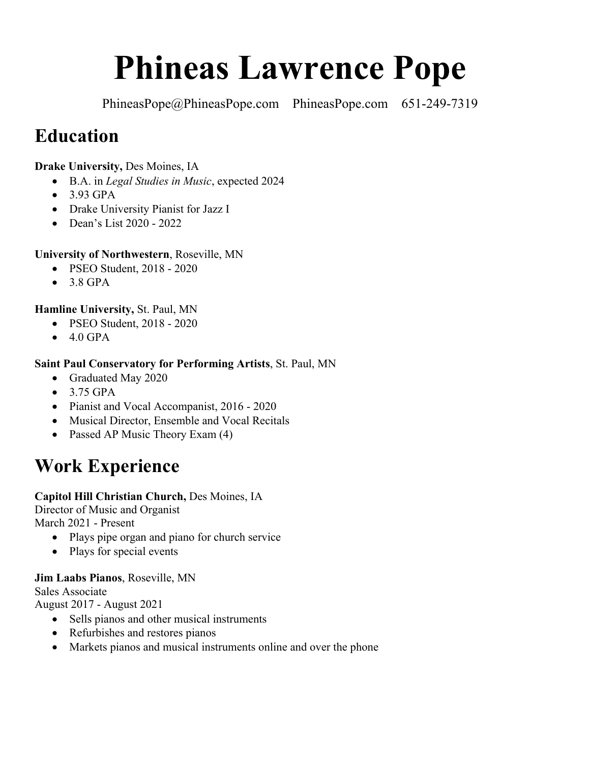# Phineas Lawrence Pope

PhineasPope@PhineasPope.com PhineasPope.com 651-249-7319

## Education

**Drake University,** Des Moines, IA

- B.A. in *Legal Studies in Music*, expected 2024
- 3.93 GPA
- Drake University Pianist for Jazz I
- Dean's List 2020 - 2022

**University of Northwestern**, Roseville, MN

- PSEO Student, 2018 - 2020
- 3.8 GPA

**Hamline University,** St. Paul, MN

- PSEO Student, 2018 - 2020
- 4.0 GPA

**Saint Paul Conservatory for Performing Artists**, St. Paul, MN

- Graduated May 2020
- 3.75 GPA
- Pianist and Vocal Accompanist, 2016 - 2020
- Musical Director, Ensemble and Vocal Recitals
- Passed AP Music Theory Exam (4)

## Work Experience

**Capitol Hill Christian Church,** Des Moines, IA
Director of Music and Organist
March 2021 - Present

- Plays pipe organ and piano for church service
- Plays for special events

**Jim Laabs Pianos**, Roseville, MN
Sales Associate
August 2017 - August 2021

- Sells pianos and other musical instruments
- Refurbishes and restores pianos
- Markets pianos and musical instruments online and over the phone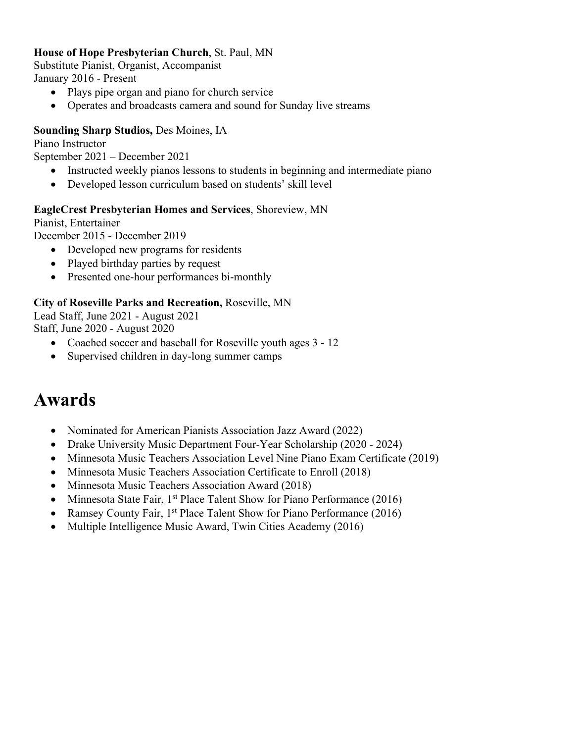**House of Hope Presbyterian Church**, St. Paul, MN
Substitute Pianist, Organist, Accompanist
January 2016 - Present

- Plays pipe organ and piano for church service
- Operates and broadcasts camera and sound for Sunday live streams

**Sounding Sharp Studios,** Des Moines, IA
Piano Instructor
September 2021 – December 2021

- Instructed weekly pianos lessons to students in beginning and intermediate piano
- Developed lesson curriculum based on students' skill level

**EagleCrest Presbyterian Homes and Services**, Shoreview, MN
Pianist, Entertainer
December 2015 - December 2019

- Developed new programs for residents
- Played birthday parties by request
- Presented one-hour performances bi-monthly

**City of Roseville Parks and Recreation,** Roseville, MN
Lead Staff, June 2021 - August 2021
Staff, June 2020 - August 2020

- Coached soccer and baseball for Roseville youth ages 3 - 12
- Supervised children in day-long summer camps

# Awards

- Nominated for American Pianists Association Jazz Award (2022)
- Drake University Music Department Four-Year Scholarship (2020 - 2024)
- Minnesota Music Teachers Association Level Nine Piano Exam Certificate (2019)
- Minnesota Music Teachers Association Certificate to Enroll (2018)
- Minnesota Music Teachers Association Award (2018)
- Minnesota State Fair, 1st Place Talent Show for Piano Performance (2016)
- Ramsey County Fair, 1st Place Talent Show for Piano Performance (2016)
- Multiple Intelligence Music Award, Twin Cities Academy (2016)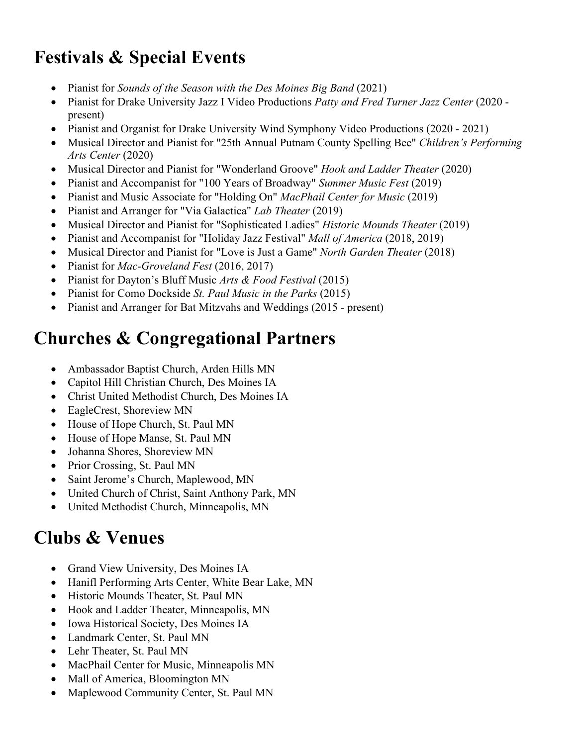## Festivals & Special Events

- Pianist for *Sounds of the Season with the Des Moines Big Band* (2021)
- Pianist for Drake University Jazz I Video Productions *Patty and Fred Turner Jazz Center* (2020 - present)
- Pianist and Organist for Drake University Wind Symphony Video Productions (2020 - 2021)
- Musical Director and Pianist for "25th Annual Putnam County Spelling Bee" *Children's Performing Arts Center* (2020)
- Musical Director and Pianist for "Wonderland Groove" *Hook and Ladder Theater* (2020)
- Pianist and Accompanist for "100 Years of Broadway" *Summer Music Fest* (2019)
- Pianist and Music Associate for "Holding On" *MacPhail Center for Music* (2019)
- Pianist and Arranger for "Via Galactica" *Lab Theater* (2019)
- Musical Director and Pianist for "Sophisticated Ladies" *Historic Mounds Theater* (2019)
- Pianist and Accompanist for "Holiday Jazz Festival" *Mall of America* (2018, 2019)
- Musical Director and Pianist for "Love is Just a Game" *North Garden Theater* (2018)
- Pianist for *Mac-Groveland Fest* (2016, 2017)
- Pianist for Dayton's Bluff Music *Arts & Food Festival* (2015)
- Pianist for Como Dockside *St. Paul Music in the Parks* (2015)
- Pianist and Arranger for Bat Mitzvahs and Weddings (2015 - present)

## Churches & Congregational Partners

- Ambassador Baptist Church, Arden Hills MN
- Capitol Hill Christian Church, Des Moines IA
- Christ United Methodist Church, Des Moines IA
- EagleCrest, Shoreview MN
- House of Hope Church, St. Paul MN
- House of Hope Manse, St. Paul MN
- Johanna Shores, Shoreview MN
- Prior Crossing, St. Paul MN
- Saint Jerome's Church, Maplewood, MN
- United Church of Christ, Saint Anthony Park, MN
- United Methodist Church, Minneapolis, MN

## Clubs & Venues

- Grand View University, Des Moines IA
- Hanifl Performing Arts Center, White Bear Lake, MN
- Historic Mounds Theater, St. Paul MN
- Hook and Ladder Theater, Minneapolis, MN
- Iowa Historical Society, Des Moines IA
- Landmark Center, St. Paul MN
- Lehr Theater, St. Paul MN
- MacPhail Center for Music, Minneapolis MN
- Mall of America, Bloomington MN
- Maplewood Community Center, St. Paul MN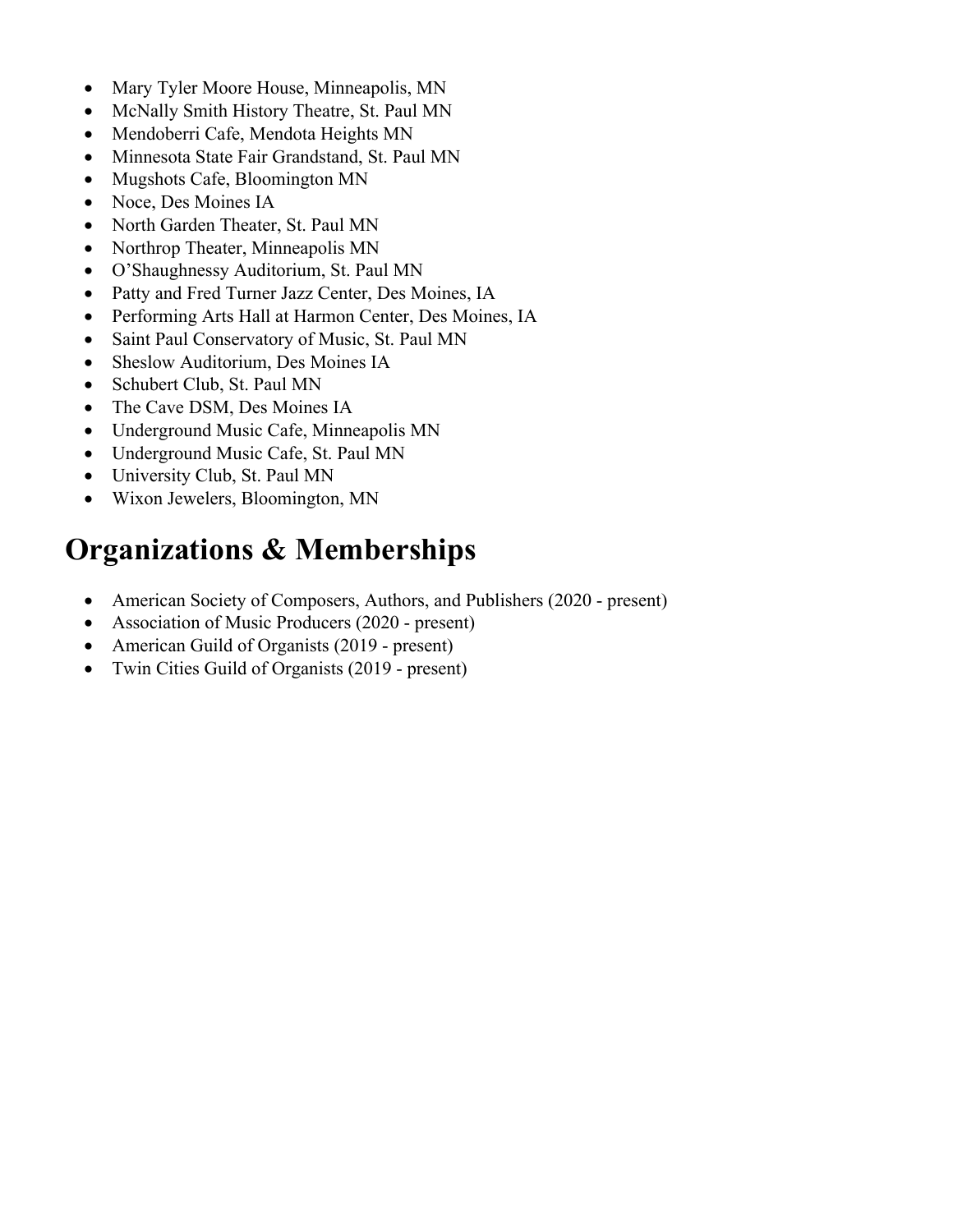- Mary Tyler Moore House, Minneapolis, MN
- McNally Smith History Theatre, St. Paul MN
- Mendoberri Cafe, Mendota Heights MN
- Minnesota State Fair Grandstand, St. Paul MN
- Mugshots Cafe, Bloomington MN
- Noce, Des Moines IA
- North Garden Theater, St. Paul MN
- Northrop Theater, Minneapolis MN
- O'Shaughnessy Auditorium, St. Paul MN
- Patty and Fred Turner Jazz Center, Des Moines, IA
- Performing Arts Hall at Harmon Center, Des Moines, IA
- Saint Paul Conservatory of Music, St. Paul MN
- Sheslow Auditorium, Des Moines IA
- Schubert Club, St. Paul MN
- The Cave DSM, Des Moines IA
- Underground Music Cafe, Minneapolis MN
- Underground Music Cafe, St. Paul MN
- University Club, St. Paul MN
- Wixon Jewelers, Bloomington, MN

# Organizations & Memberships

- American Society of Composers, Authors, and Publishers (2020 - present)
- Association of Music Producers (2020 - present)
- American Guild of Organists (2019 - present)
- Twin Cities Guild of Organists (2019 - present)